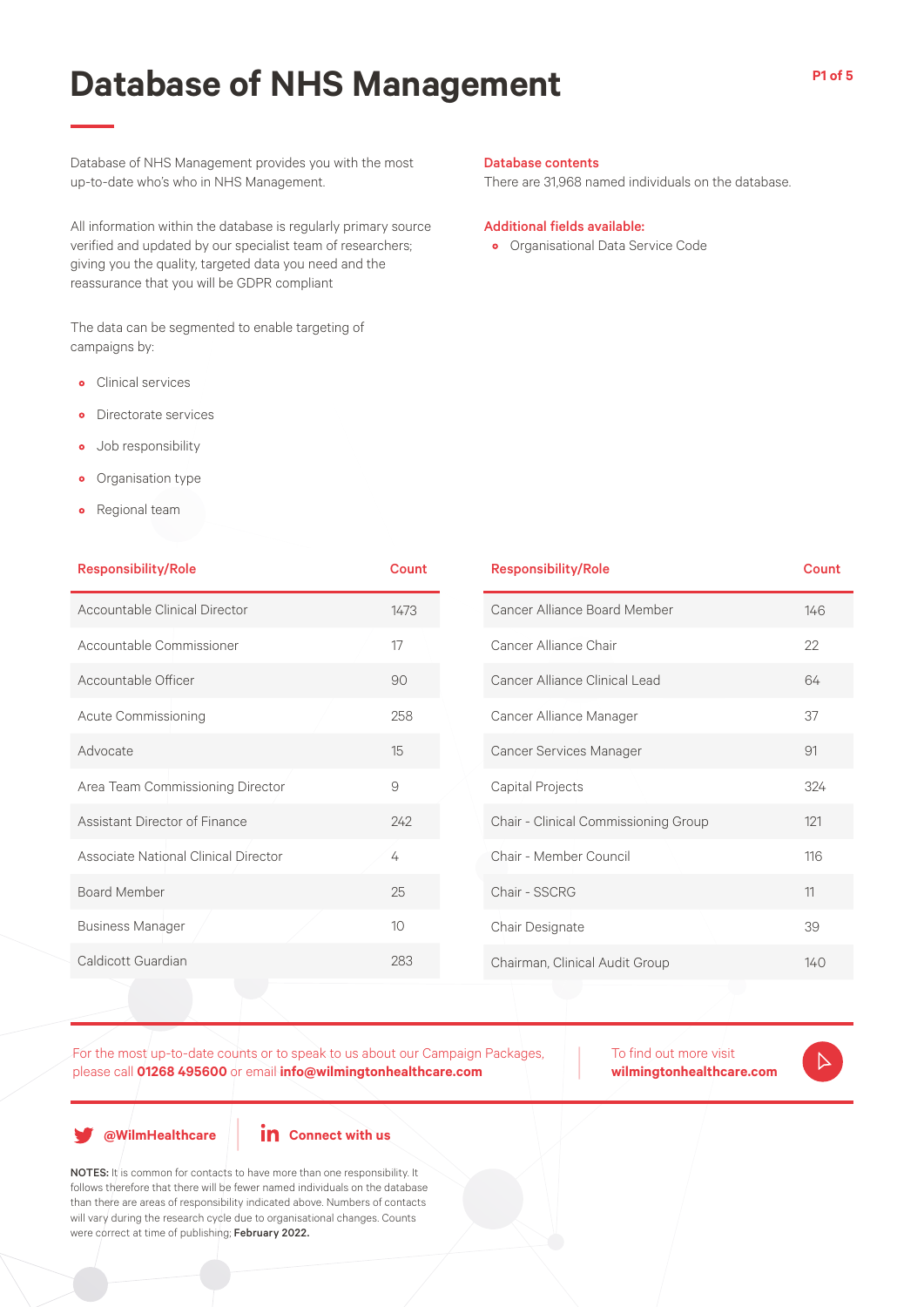# Database of NHS Management

Database of NHS Management provides you with the most up-to-date who's who in NHS Management.

All information within the database is regularly primary source verified and updated by our specialist team of researchers; giving you the quality, targeted data you need and the reassurance that you will be GDPR compliant

The data can be segmented to enable targeting of campaigns by:

- Clinical services
- Directorate services
- Job responsibility
- Organisation type
- Regional team

**Database contents**

There are 31,968 named individuals on the database.

**Additional fields available:**

- Organisational Data Service Code

| Responsibility/Role | Count |
|---|---|
| Accountable Clinical Director | 1473 |
| Accountable Commissioner | 17 |
| Accountable Officer | 90 |
| Acute Commissioning | 258 |
| Advocate | 15 |
| Area Team Commissioning Director | 9 |
| Assistant Director of Finance | 242 |
| Associate National Clinical Director | 4 |
| Board Member | 25 |
| Business Manager | 10 |
| Caldicott Guardian | 283 |

| Responsibility/Role | Count |
|---|---|
| Cancer Alliance Board Member | 146 |
| Cancer Alliance Chair | 22 |
| Cancer Alliance Clinical Lead | 64 |
| Cancer Alliance Manager | 37 |
| Cancer Services Manager | 91 |
| Capital Projects | 324 |
| Chair - Clinical Commissioning Group | 121 |
| Chair - Member Council | 116 |
| Chair - SSCRG | 11 |
| Chair Designate | 39 |
| Chairman, Clinical Audit Group | 140 |

For the most up-to-date counts or to speak to us about our Campaign Packages, please call **01268 495600** or email **info@wilmingtonhealthcare.com**

To find out more visit **wilmingtonhealthcare.com**

**@WilmHealthcare**

**Connect with us**

**NOTES:** It is common for contacts to have more than one responsibility. It follows therefore that there will be fewer named individuals on the database than there are areas of responsibility indicated above. Numbers of contacts will vary during the research cycle due to organisational changes. Counts were correct at time of publishing; **February 2022.**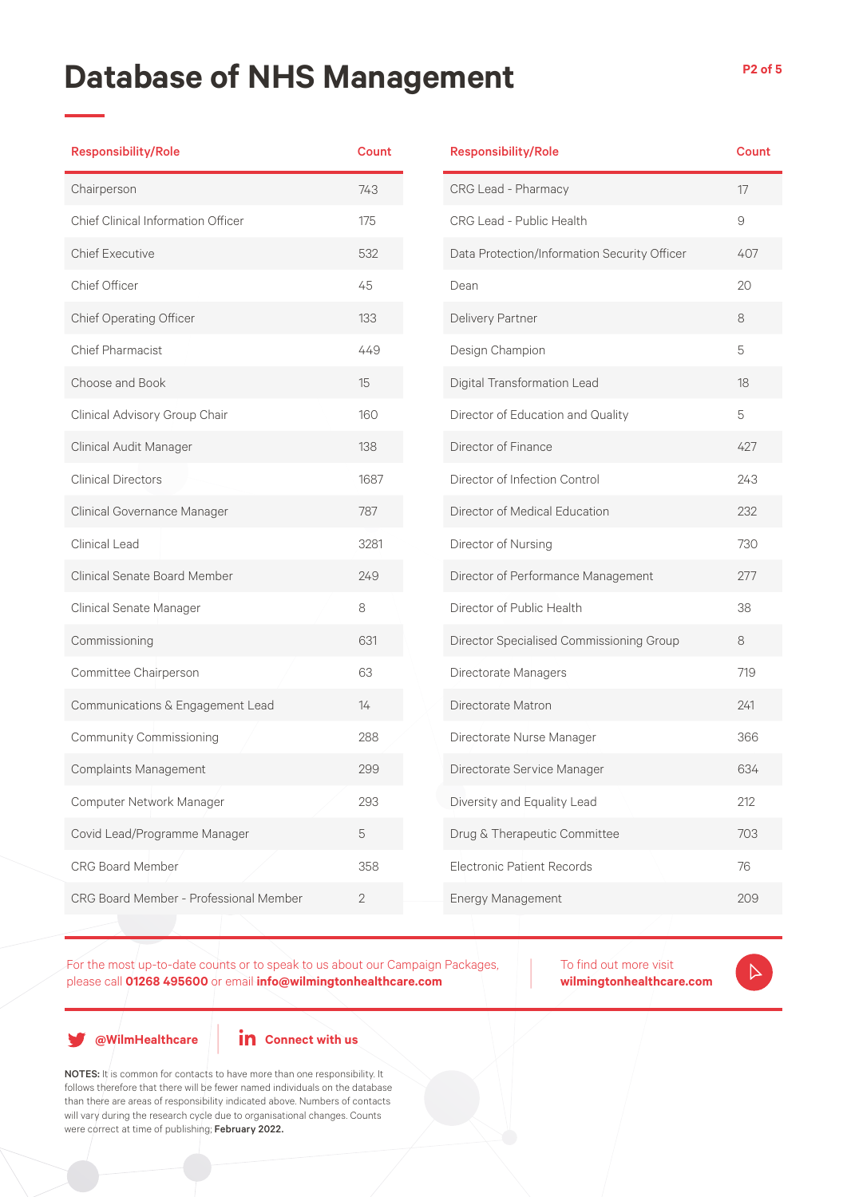# Database of NHS Management

| Responsibility/Role | Count |
|---|---|
| Chairperson | 743 |
| Chief Clinical Information Officer | 175 |
| Chief Executive | 532 |
| Chief Officer | 45 |
| Chief Operating Officer | 133 |
| Chief Pharmacist | 449 |
| Choose and Book | 15 |
| Clinical Advisory Group Chair | 160 |
| Clinical Audit Manager | 138 |
| Clinical Directors | 1687 |
| Clinical Governance Manager | 787 |
| Clinical Lead | 3281 |
| Clinical Senate Board Member | 249 |
| Clinical Senate Manager | 8 |
| Commissioning | 631 |
| Committee Chairperson | 63 |
| Communications & Engagement Lead | 14 |
| Community Commissioning | 288 |
| Complaints Management | 299 |
| Computer Network Manager | 293 |
| Covid Lead/Programme Manager | 5 |
| CRG Board Member | 358 |
| CRG Board Member - Professional Member | 2 |

| Responsibility/Role | Count |
|---|---|
| CRG Lead - Pharmacy | 17 |
| CRG Lead - Public Health | 9 |
| Data Protection/Information Security Officer | 407 |
| Dean | 20 |
| Delivery Partner | 8 |
| Design Champion | 5 |
| Digital Transformation Lead | 18 |
| Director of Education and Quality | 5 |
| Director of Finance | 427 |
| Director of Infection Control | 243 |
| Director of Medical Education | 232 |
| Director of Nursing | 730 |
| Director of Performance Management | 277 |
| Director of Public Health | 38 |
| Director Specialised Commissioning Group | 8 |
| Directorate Managers | 719 |
| Directorate Matron | 241 |
| Directorate Nurse Manager | 366 |
| Directorate Service Manager | 634 |
| Diversity and Equality Lead | 212 |
| Drug & Therapeutic Committee | 703 |
| Electronic Patient Records | 76 |
| Energy Management | 209 |

For the most up-to-date counts or to speak to us about our Campaign Packages, please call **01268 495600** or email **info@wilmingtonhealthcare.com**

To find out more visit **wilmingtonhealthcare.com**

**@WilmHealthcare**

**Connect with us**

**NOTES:** It is common for contacts to have more than one responsibility. It follows therefore that there will be fewer named individuals on the database than there are areas of responsibility indicated above. Numbers of contacts will vary during the research cycle due to organisational changes. Counts were correct at time of publishing; **February 2022.**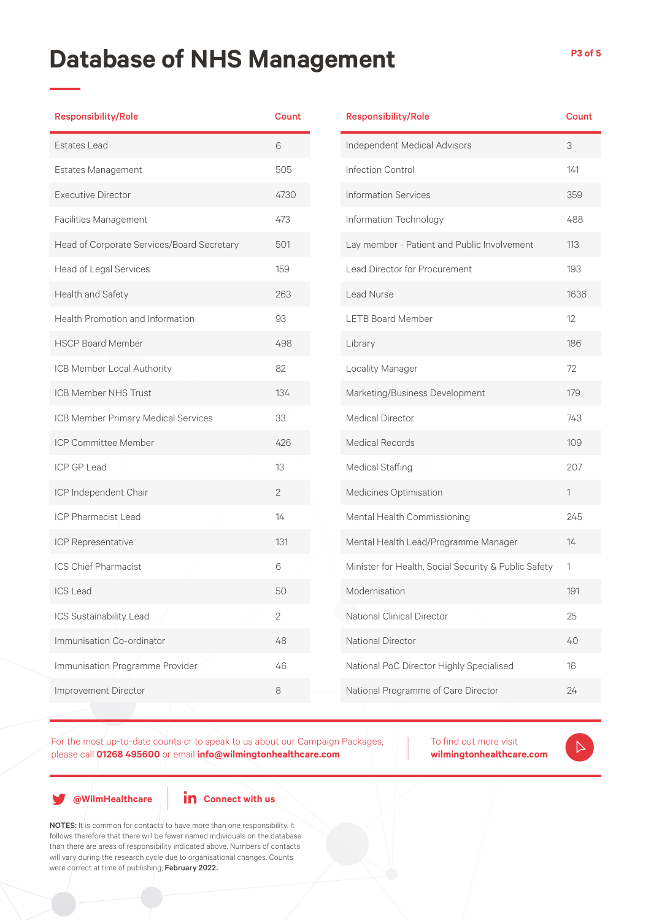# Database of NHS Management

| Responsibility/Role | Count |
|---|---|
| Estates Lead | 6 |
| Estates Management | 505 |
| Executive Director | 4730 |
| Facilities Management | 473 |
| Head of Corporate Services/Board Secretary | 501 |
| Head of Legal Services | 159 |
| Health and Safety | 263 |
| Health Promotion and Information | 93 |
| HSCP Board Member | 498 |
| ICB Member Local Authority | 82 |
| ICB Member NHS Trust | 134 |
| ICB Member Primary Medical Services | 33 |
| ICP Committee Member | 426 |
| ICP GP Lead | 13 |
| ICP Independent Chair | 2 |
| ICP Pharmacist Lead | 14 |
| ICP Representative | 131 |
| ICS Chief Pharmacist | 6 |
| ICS Lead | 50 |
| ICS Sustainability Lead | 2 |
| Immunisation Co-ordinator | 48 |
| Immunisation Programme Provider | 46 |
| Improvement Director | 8 |

| Responsibility/Role | Count |
|---|---|
| Independent Medical Advisors | 3 |
| Infection Control | 141 |
| Information Services | 359 |
| Information Technology | 488 |
| Lay member - Patient and Public Involvement | 113 |
| Lead Director for Procurement | 193 |
| Lead Nurse | 1636 |
| LETB Board Member | 12 |
| Library | 186 |
| Locality Manager | 72 |
| Marketing/Business Development | 179 |
| Medical Director | 743 |
| Medical Records | 109 |
| Medical Staffing | 207 |
| Medicines Optimisation | 1 |
| Mental Health Commissioning | 245 |
| Mental Health Lead/Programme Manager | 14 |
| Minister for Health, Social Security & Public Safety | 1 |
| Modernisation | 191 |
| National Clinical Director | 25 |
| National Director | 40 |
| National PoC Director Highly Specialised | 16 |
| National Programme of Care Director | 24 |

For the most up-to-date counts or to speak to us about our Campaign Packages, please call **01268 495600** or email **info@wilmingtonhealthcare.com**

To find out more visit **wilmingtonhealthcare.com**

**@WilmHealthcare** | **Connect with us**

**NOTES:** It is common for contacts to have more than one responsibility. It follows therefore that there will be fewer named individuals on the database than there are areas of responsibility indicated above. Numbers of contacts will vary during the research cycle due to organisational changes. Counts were correct at time of publishing; **February 2022.**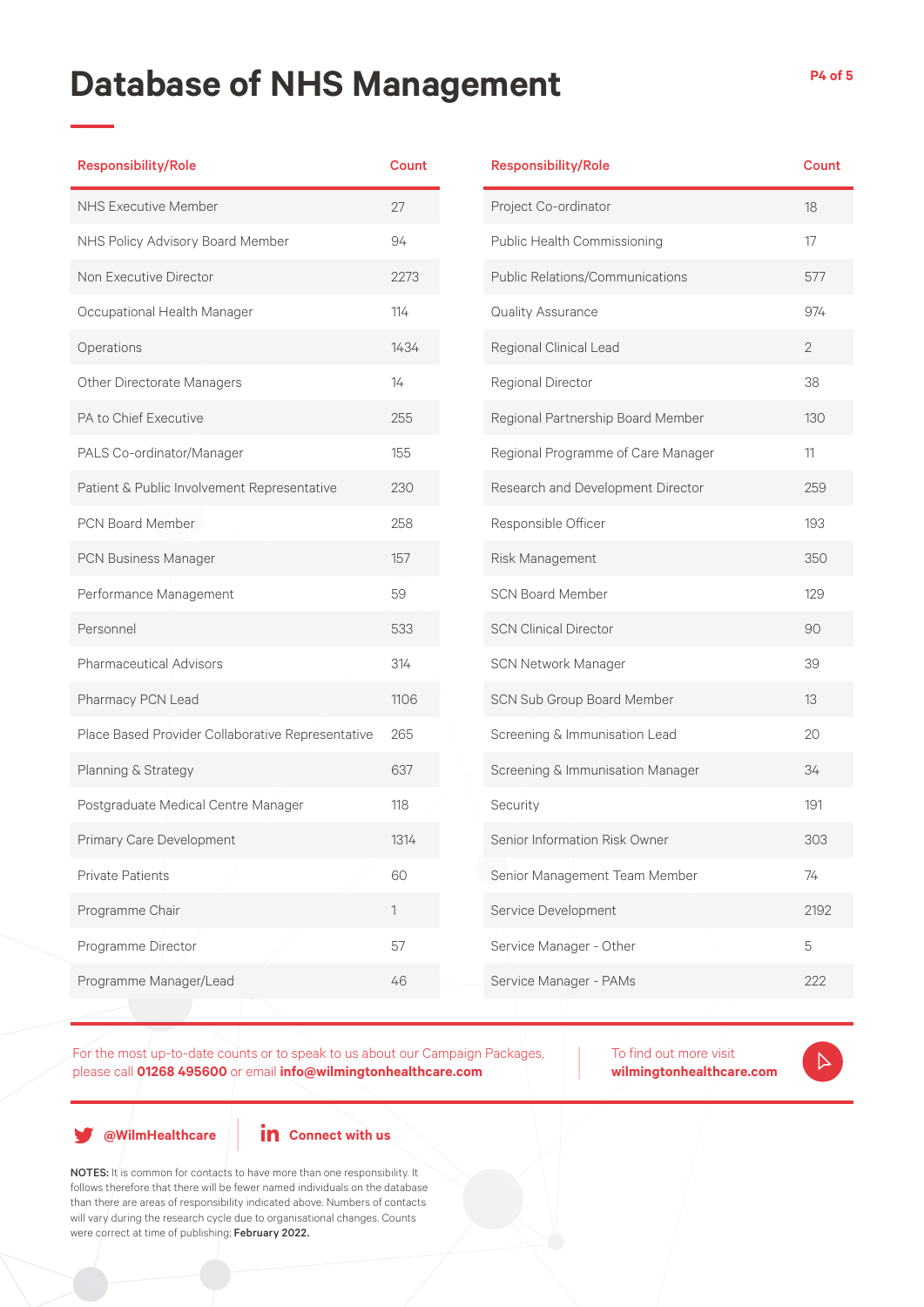# Database of NHS Management

| Responsibility/Role | Count |
| --- | --- |
| NHS Executive Member | 27 |
| NHS Policy Advisory Board Member | 94 |
| Non Executive Director | 2273 |
| Occupational Health Manager | 114 |
| Operations | 1434 |
| Other Directorate Managers | 14 |
| PA to Chief Executive | 255 |
| PALS Co-ordinator/Manager | 155 |
| Patient & Public Involvement Representative | 230 |
| PCN Board Member | 258 |
| PCN Business Manager | 157 |
| Performance Management | 59 |
| Personnel | 533 |
| Pharmaceutical Advisors | 314 |
| Pharmacy PCN Lead | 1106 |
| Place Based Provider Collaborative Representative | 265 |
| Planning & Strategy | 637 |
| Postgraduate Medical Centre Manager | 118 |
| Primary Care Development | 1314 |
| Private Patients | 60 |
| Programme Chair | 1 |
| Programme Director | 57 |
| Programme Manager/Lead | 46 |

| Responsibility/Role | Count |
| --- | --- |
| Project Co-ordinator | 18 |
| Public Health Commissioning | 17 |
| Public Relations/Communications | 577 |
| Quality Assurance | 974 |
| Regional Clinical Lead | 2 |
| Regional Director | 38 |
| Regional Partnership Board Member | 130 |
| Regional Programme of Care Manager | 11 |
| Research and Development Director | 259 |
| Responsible Officer | 193 |
| Risk Management | 350 |
| SCN Board Member | 129 |
| SCN Clinical Director | 90 |
| SCN Network Manager | 39 |
| SCN Sub Group Board Member | 13 |
| Screening & Immunisation Lead | 20 |
| Screening & Immunisation Manager | 34 |
| Security | 191 |
| Senior Information Risk Owner | 303 |
| Senior Management Team Member | 74 |
| Service Development | 2192 |
| Service Manager - Other | 5 |
| Service Manager - PAMs | 222 |

For the most up-to-date counts or to speak to us about our Campaign Packages, please call **01268 495600** or email **info@wilmingtonhealthcare.com**

To find out more visit **wilmingtonhealthcare.com**

**@WilmHealthcare** | **Connect with us**

**NOTES:** It is common for contacts to have more than one responsibility. It follows therefore that there will be fewer named individuals on the database than there are areas of responsibility indicated above. Numbers of contacts will vary during the research cycle due to organisational changes. Counts were correct at time of publishing; **February 2022.**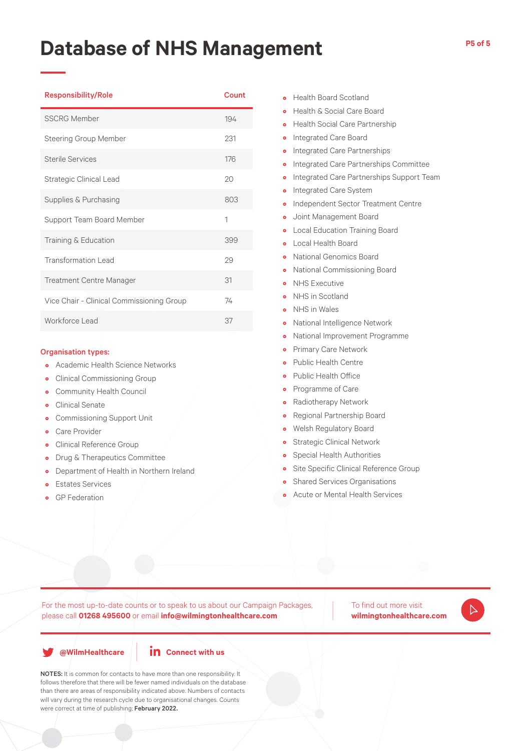# Database of NHS Management

| Responsibility/Role | Count |
|---|---|
| SSCRG Member | 194 |
| Steering Group Member | 231 |
| Sterile Services | 176 |
| Strategic Clinical Lead | 20 |
| Supplies & Purchasing | 803 |
| Support Team Board Member | 1 |
| Training & Education | 399 |
| Transformation Lead | 29 |
| Treatment Centre Manager | 31 |
| Vice Chair - Clinical Commissioning Group | 74 |
| Workforce Lead | 37 |

**Organisation types:**

- Academic Health Science Networks
- Clinical Commissioning Group
- Community Health Council
- Clinical Senate
- Commissioning Support Unit
- Care Provider
- Clinical Reference Group
- Drug & Therapeutics Committee
- Department of Health in Northern Ireland
- Estates Services
- GP Federation
- Health Board Scotland
- Health & Social Care Board
- Health Social Care Partnership
- Integrated Care Board
- Integrated Care Partnerships
- Integrated Care Partnerships Committee
- Integrated Care Partnerships Support Team
- Integrated Care System
- Independent Sector Treatment Centre
- Joint Management Board
- Local Education Training Board
- Local Health Board
- National Genomics Board
- National Commissioning Board
- NHS Executive
- NHS in Scotland
- NHS in Wales
- National Intelligence Network
- National Improvement Programme
- Primary Care Network
- Public Health Centre
- Public Health Office
- Programme of Care
- Radiotherapy Network
- Regional Partnership Board
- Welsh Regulatory Board
- Strategic Clinical Network
- Special Health Authorities
- Site Specific Clinical Reference Group
- Shared Services Organisations
- Acute or Mental Health Services

For the most up-to-date counts or to speak to us about our Campaign Packages, please call **01268 495600** or email **info@wilmingtonhealthcare.com**

To find out more visit **wilmingtonhealthcare.com**

**@WilmHealthcare**

**Connect with us**

**NOTES:** It is common for contacts to have more than one responsibility. It follows therefore that there will be fewer named individuals on the database than there are areas of responsibility indicated above. Numbers of contacts will vary during the research cycle due to organisational changes. Counts were correct at time of publishing; **February 2022.**